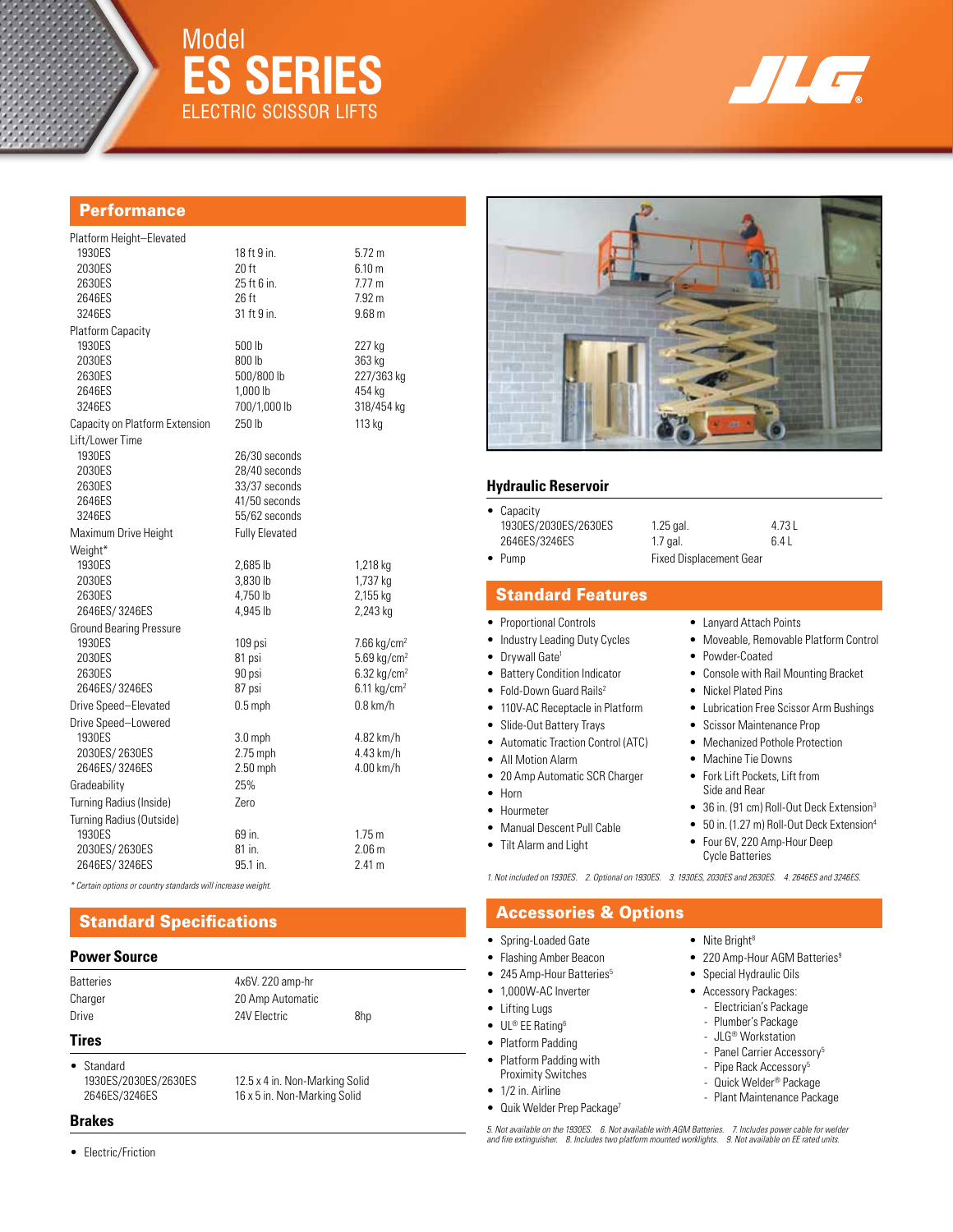# Model
# ES SERIES
## ELECTRIC SCISSOR LIFTS

## Performance

| | | |
|---|---|---|
| Platform Height–Elevated | | |
| 1930ES | 18 ft 9 in. | 5.72 m |
| 2030ES | 20 ft | 6.10 m |
| 2630ES | 25 ft 6 in. | 7.77 m |
| 2646ES | 26 ft | 7.92 m |
| 3246ES | 31 ft 9 in. | 9.68 m |
| Platform Capacity | | |
| 1930ES | 500 lb | 227 kg |
| 2030ES | 800 lb | 363 kg |
| 2630ES | 500/800 lb | 227/363 kg |
| 2646ES | 1,000 lb | 454 kg |
| 3246ES | 700/1,000 lb | 318/454 kg |
| Capacity on Platform Extension | 250 lb | 113 kg |
| Lift/Lower Time | | |
| 1930ES | 26/30 seconds | |
| 2030ES | 28/40 seconds | |
| 2630ES | 33/37 seconds | |
| 2646ES | 41/50 seconds | |
| 3246ES | 55/62 seconds | |
| Maximum Drive Height | Fully Elevated | |
| Weight* | | |
| 1930ES | 2,685 lb | 1,218 kg |
| 2030ES | 3,830 lb | 1,737 kg |
| 2630ES | 4,750 lb | 2,155 kg |
| 2646ES/ 3246ES | 4,945 lb | 2,243 kg |
| Ground Bearing Pressure | | |
| 1930ES | 109 psi | 7.66 kg/cm² |
| 2030ES | 81 psi | 5.69 kg/cm² |
| 2630ES | 90 psi | 6.32 kg/cm² |
| 2646ES/ 3246ES | 87 psi | 6.11 kg/cm² |
| Drive Speed–Elevated | 0.5 mph | 0.8 km/h |
| Drive Speed–Lowered | | |
| 1930ES | 3.0 mph | 4.82 km/h |
| 2030ES/ 2630ES | 2.75 mph | 4.43 km/h |
| 2646ES/ 3246ES | 2.50 mph | 4.00 km/h |
| Gradeability | 25% | |
| Turning Radius (Inside) | Zero | |
| Turning Radius (Outside) | | |
| 1930ES | 69 in. | 1.75 m |
| 2030ES/ 2630ES | 81 in. | 2.06 m |
| 2646ES/ 3246ES | 95.1 in. | 2.41 m |

*\* Certain options or country standards will increase weight.*

## Standard Specifications

### Power Source

| | | |
|---|---|---|
| Batteries | 4x6V. 220 amp-hr | |
| Charger | 20 Amp Automatic | |
| Drive | 24V Electric | 8hp |

### Tires

- Standard

| | |
|---|---|
| 1930ES/2030ES/2630ES | 12.5 x 4 in. Non-Marking Solid |
| 2646ES/3246ES | 16 x 5 in. Non-Marking Solid |

### Brakes

- Electric/Friction

### Hydraulic Reservoir

- Capacity

| | | |
|---|---|---|
| 1930ES/2030ES/2630ES | 1.25 gal. | 4.73 L |
| 2646ES/3246ES | 1.7 gal. | 6.4 L |

- Pump: Fixed Displacement Gear

## Standard Features

- Proportional Controls
- Industry Leading Duty Cycles
- Drywall Gate[1]
- Battery Condition Indicator
- Fold-Down Guard Rails[2]
- 110V-AC Receptacle in Platform
- Slide-Out Battery Trays
- Automatic Traction Control (ATC)
- All Motion Alarm
- 20 Amp Automatic SCR Charger
- Horn
- Hourmeter
- Manual Descent Pull Cable
- Tilt Alarm and Light
- Lanyard Attach Points
- Moveable, Removable Platform Control
- Powder-Coated
- Console with Rail Mounting Bracket
- Nickel Plated Pins
- Lubrication Free Scissor Arm Bushings
- Scissor Maintenance Prop
- Mechanized Pothole Protection
- Machine Tie Downs
- Fork Lift Pockets, Lift from Side and Rear
- 36 in. (91 cm) Roll-Out Deck Extension[3]
- 50 in. (1.27 m) Roll-Out Deck Extension[4]
- Four 6V, 220 Amp-Hour Deep Cycle Batteries

*1. Not included on 1930ES. 2. Optional on 1930ES. 3. 1930ES, 2030ES and 2630ES. 4. 2646ES and 3246ES.*

## Accessories & Options

- Spring-Loaded Gate
- Flashing Amber Beacon
- 245 Amp-Hour Batteries[5]
- 1,000W-AC Inverter
- Lifting Lugs
- UL® EE Rating[6]
- Platform Padding
- Platform Padding with Proximity Switches
- 1/2 in. Airline
- Quik Welder Prep Package[7]
- Nite Bright[8]
- 220 Amp-Hour AGM Batteries[9]
- Special Hydraulic Oils
- Accessory Packages:
  - Electrician's Package
  - Plumber's Package
  - JLG® Workstation
  - Panel Carrier Accessory[5]
  - Pipe Rack Accessory[5]
  - Quick Welder® Package
  - Plant Maintenance Package

*5. Not available on the 1930ES. 6. Not available with AGM Batteries. 7. Includes power cable for welder and fire extinguisher. 8. Includes two platform mounted worklights. 9. Not available on EE rated units.*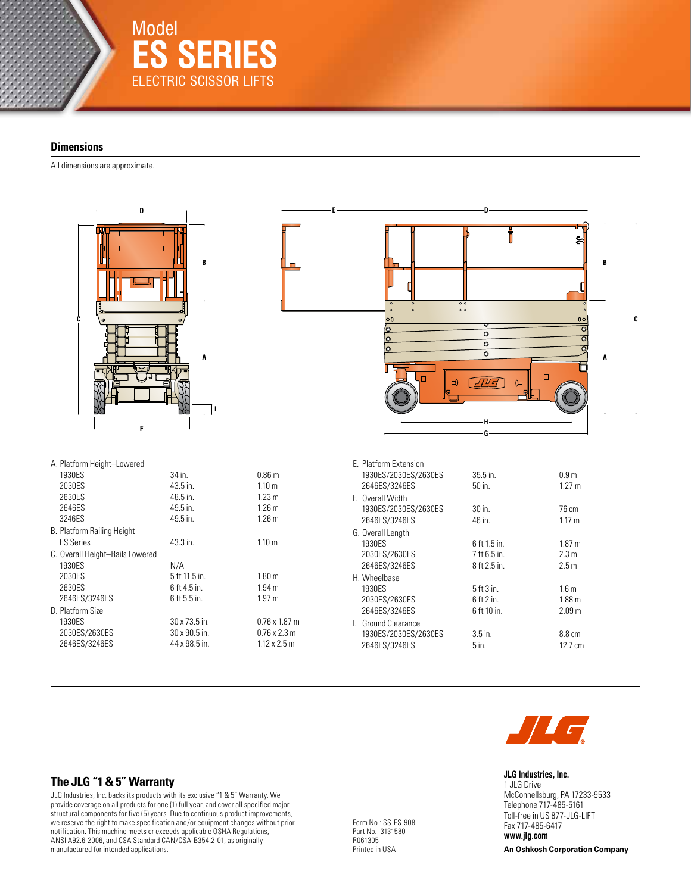# Model ES SERIES ELECTRIC SCISSOR LIFTS

## Dimensions

All dimensions are approximate.

D
B
C
A
I
F
E
H
G

| | | |
|---|---|---|
| **A. Platform Height–Lowered** | | |
| 1930ES | 34 in. | 0.86 m |
| 2030ES | 43.5 in. | 1.10 m |
| 2630ES | 48.5 in. | 1.23 m |
| 2646ES | 49.5 in. | 1.26 m |
| 3246ES | 49.5 in. | 1.26 m |
| **B. Platform Railing Height** | | |
| ES Series | 43.3 in. | 1.10 m |
| **C. Overall Height–Rails Lowered** | | |
| 1930ES | N/A | |
| 2030ES | 5 ft 11.5 in. | 1.80 m |
| 2630ES | 6 ft 4.5 in. | 1.94 m |
| 2646ES/3246ES | 6 ft 5.5 in. | 1.97 m |
| **D. Platform Size** | | |
| 1930ES | 30 x 73.5 in. | 0.76 x 1.87 m |
| 2030ES/2630ES | 30 x 90.5 in. | 0.76 x 2.3 m |
| 2646ES/3246ES | 44 x 98.5 in. | 1.12 x 2.5 m |
| **E. Platform Extension** | | |
| 1930ES/2030ES/2630ES | 35.5 in. | 0.9 m |
| 2646ES/3246ES | 50 in. | 1.27 m |
| **F. Overall Width** | | |
| 1930ES/2030ES/2630ES | 30 in. | 76 cm |
| 2646ES/3246ES | 46 in. | 1.17 m |
| **G. Overall Length** | | |
| 1930ES | 6 ft 1.5 in. | 1.87 m |
| 2030ES/2630ES | 7 ft 6.5 in. | 2.3 m |
| 2646ES/3246ES | 8 ft 2.5 in. | 2.5 m |
| **H. Wheelbase** | | |
| 1930ES | 5 ft 3 in. | 1.6 m |
| 2030ES/2630ES | 6 ft 2 in. | 1.88 m |
| 2646ES/3246ES | 6 ft 10 in. | 2.09 m |
| **I. Ground Clearance** | | |
| 1930ES/2030ES/2630ES | 3.5 in. | 8.8 cm |
| 2646ES/3246ES | 5 in. | 12.7 cm |

## The JLG "1 & 5" Warranty

JLG Industries, Inc. backs its products with its exclusive "1 & 5" Warranty. We provide coverage on all products for one (1) full year, and cover all specified major structural components for five (5) years. Due to continuous product improvements, we reserve the right to make specification and/or equipment changes without prior notification. This machine meets or exceeds applicable OSHA Regulations, ANSI A92.6-2006, and CSA Standard CAN/CSA-B354.2-01, as originally manufactured for intended applications.

Form No.: SS-ES-908
Part No.: 3131580
R061305
Printed in USA

JLG

**JLG Industries, Inc.**
1 JLG Drive
McConnellsburg, PA 17233-9533
Telephone 717-485-5161
Toll-free in US 877-JLG-LIFT
Fax 717-485-6417
**www.jlg.com**

**An Oshkosh Corporation Company**